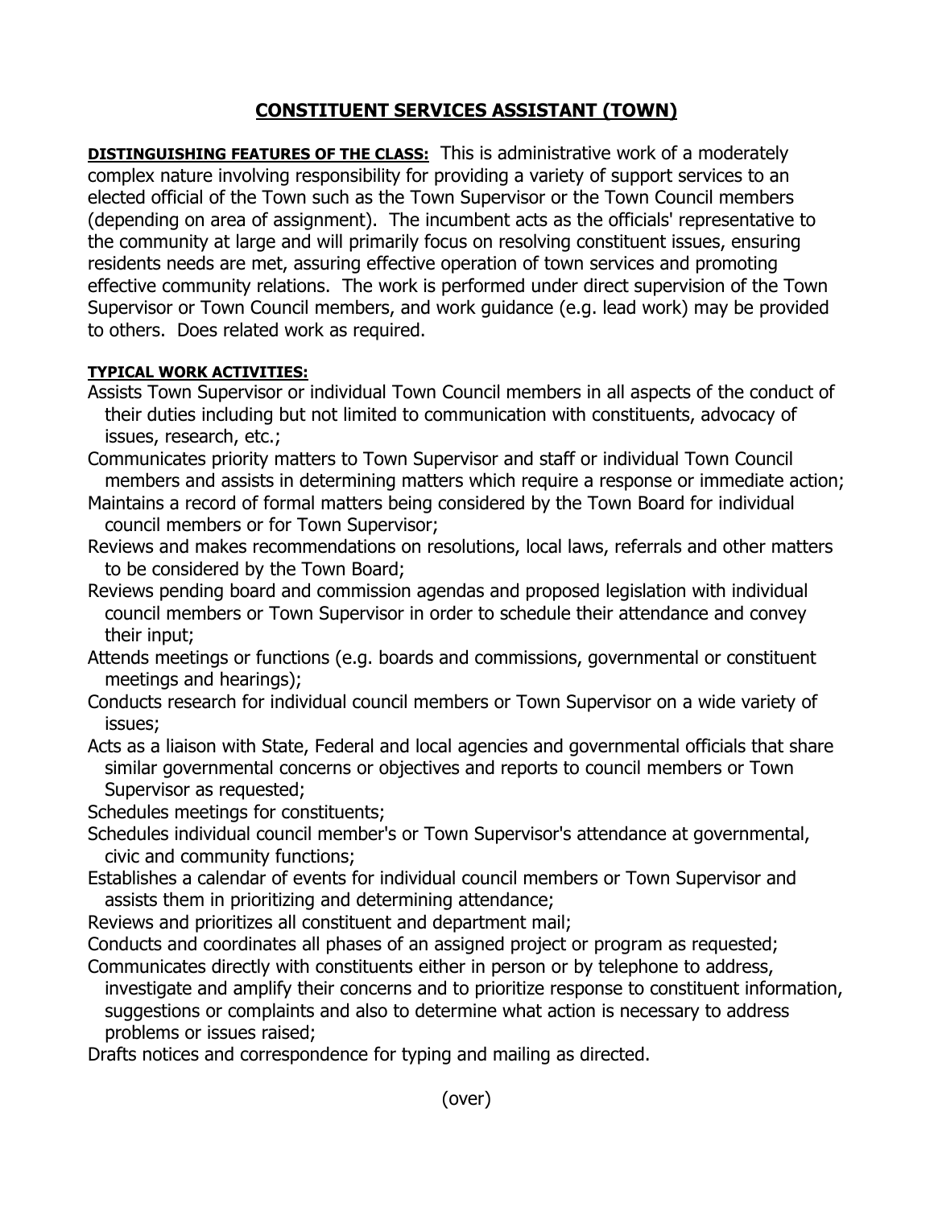# CONSTITUENT SERVICES ASSISTANT (TOWN)

**DISTINGUISHING FEATURES OF THE CLASS:** This is administrative work of a moderately complex nature involving responsibility for providing a variety of support services to an elected official of the Town such as the Town Supervisor or the Town Council members (depending on area of assignment). The incumbent acts as the officials' representative to the community at large and will primarily focus on resolving constituent issues, ensuring residents needs are met, assuring effective operation of town services and promoting effective community relations. The work is performed under direct supervision of the Town Supervisor or Town Council members, and work guidance (e.g. lead work) may be provided to others. Does related work as required.

**TYPICAL WORK ACTIVITIES:**

Assists Town Supervisor or individual Town Council members in all aspects of the conduct of their duties including but not limited to communication with constituents, advocacy of issues, research, etc.;

Communicates priority matters to Town Supervisor and staff or individual Town Council members and assists in determining matters which require a response or immediate action;

Maintains a record of formal matters being considered by the Town Board for individual council members or for Town Supervisor;

Reviews and makes recommendations on resolutions, local laws, referrals and other matters to be considered by the Town Board;

Reviews pending board and commission agendas and proposed legislation with individual council members or Town Supervisor in order to schedule their attendance and convey their input;

Attends meetings or functions (e.g. boards and commissions, governmental or constituent meetings and hearings);

Conducts research for individual council members or Town Supervisor on a wide variety of issues;

Acts as a liaison with State, Federal and local agencies and governmental officials that share similar governmental concerns or objectives and reports to council members or Town Supervisor as requested;

Schedules meetings for constituents;

Schedules individual council member's or Town Supervisor's attendance at governmental, civic and community functions;

Establishes a calendar of events for individual council members or Town Supervisor and assists them in prioritizing and determining attendance;

Reviews and prioritizes all constituent and department mail;

Conducts and coordinates all phases of an assigned project or program as requested;

Communicates directly with constituents either in person or by telephone to address, investigate and amplify their concerns and to prioritize response to constituent information, suggestions or complaints and also to determine what action is necessary to address problems or issues raised;

Drafts notices and correspondence for typing and mailing as directed.

(over)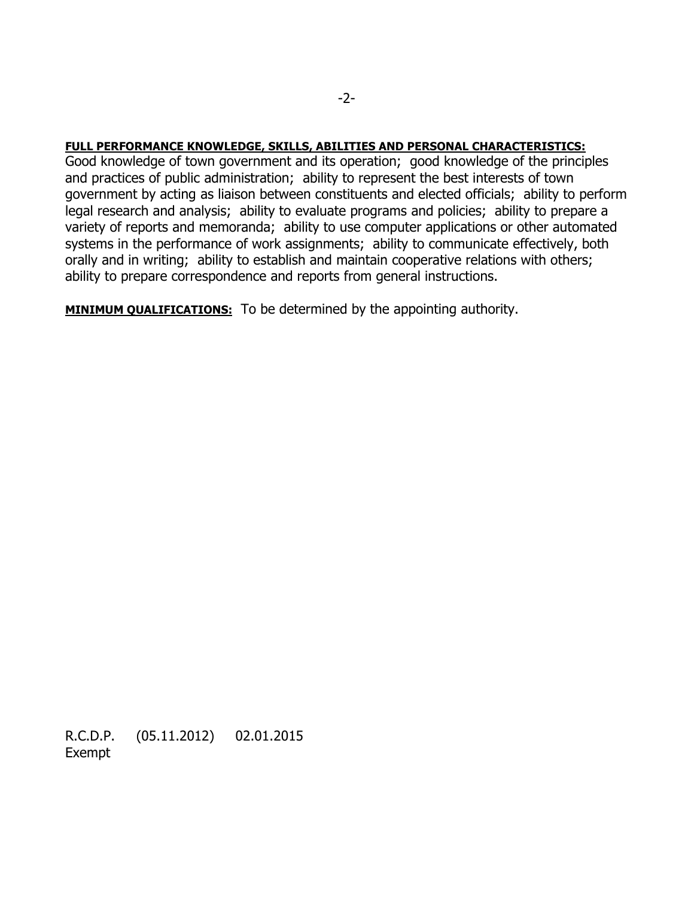**FULL PERFORMANCE KNOWLEDGE, SKILLS, ABILITIES AND PERSONAL CHARACTERISTICS:** Good knowledge of town government and its operation; good knowledge of the principles and practices of public administration; ability to represent the best interests of town government by acting as liaison between constituents and elected officials; ability to perform legal research and analysis; ability to evaluate programs and policies; ability to prepare a variety of reports and memoranda; ability to use computer applications or other automated systems in the performance of work assignments; ability to communicate effectively, both orally and in writing; ability to establish and maintain cooperative relations with others; ability to prepare correspondence and reports from general instructions.

**MINIMUM QUALIFICATIONS:** To be determined by the appointing authority.

R.C.D.P. (05.11.2012) 02.01.2015
Exempt